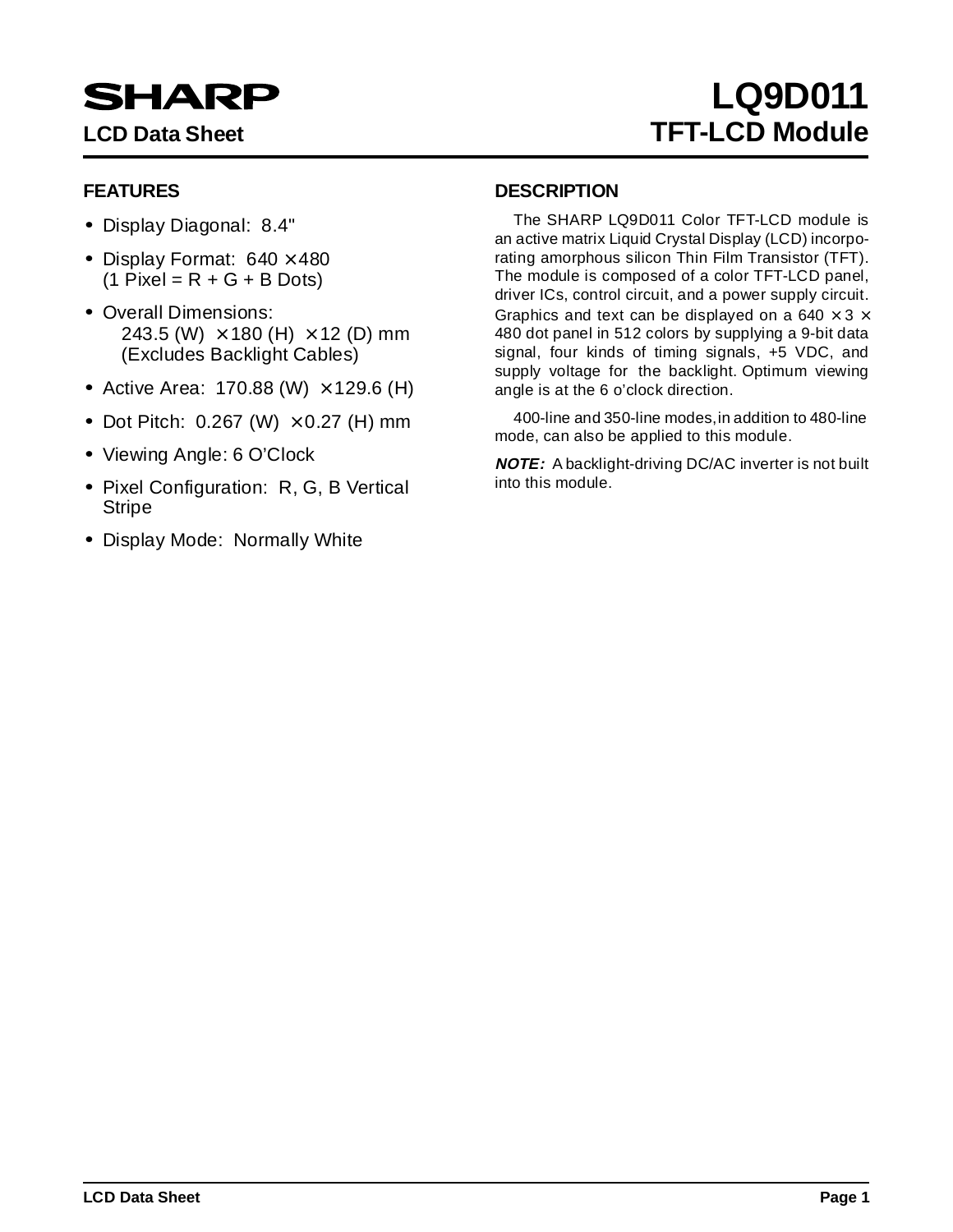# SHARP

**LCD Data Sheet**

# LQ9D011
## TFT-LCD Module

### FEATURES

- Display Diagonal: 8.4"
- Display Format: 640 × 480 (1 Pixel = R + G + B Dots)
- Overall Dimensions: 243.5 (W) × 180 (H) × 12 (D) mm (Excludes Backlight Cables)
- Active Area: 170.88 (W) × 129.6 (H)
- Dot Pitch: 0.267 (W) × 0.27 (H) mm
- Viewing Angle: 6 O'Clock
- Pixel Configuration: R, G, B Vertical Stripe
- Display Mode: Normally White

### DESCRIPTION

The SHARP LQ9D011 Color TFT-LCD module is an active matrix Liquid Crystal Display (LCD) incorporating amorphous silicon Thin Film Transistor (TFT). The module is composed of a color TFT-LCD panel, driver ICs, control circuit, and a power supply circuit. Graphics and text can be displayed on a 640 × 3 × 480 dot panel in 512 colors by supplying a 9-bit data signal, four kinds of timing signals, +5 VDC, and supply voltage for the backlight. Optimum viewing angle is at the 6 o'clock direction.

400-line and 350-line modes, in addition to 480-line mode, can also be applied to this module.

***NOTE:*** A backlight-driving DC/AC inverter is not built into this module.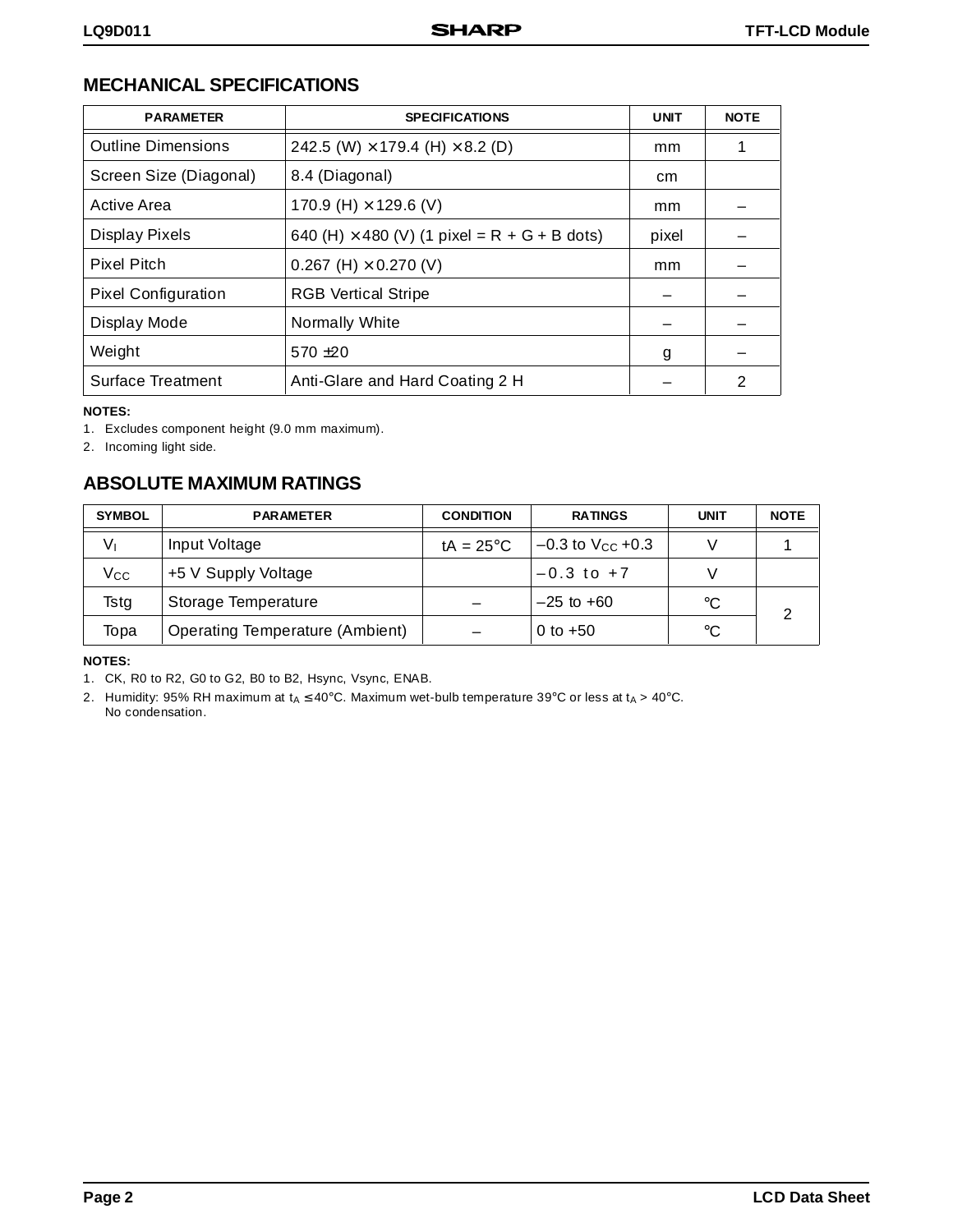## MECHANICAL SPECIFICATIONS

| PARAMETER | SPECIFICATIONS | UNIT | NOTE |
|---|---|---|---|
| Outline Dimensions | 242.5 (W) × 179.4 (H) × 8.2 (D) | mm | 1 |
| Screen Size (Diagonal) | 8.4 (Diagonal) | cm | |
| Active Area | 170.9 (H) × 129.6 (V) | mm | – |
| Display Pixels | 640 (H) × 480 (V) (1 pixel = R + G + B dots) | pixel | – |
| Pixel Pitch | 0.267 (H) × 0.270 (V) | mm | – |
| Pixel Configuration | RGB Vertical Stripe | – | – |
| Display Mode | Normally White | – | – |
| Weight | 570 ±20 | g | – |
| Surface Treatment | Anti-Glare and Hard Coating 2 H | – | 2 |

**NOTES:**

1. Excludes component height (9.0 mm maximum).
2. Incoming light side.

## ABSOLUTE MAXIMUM RATINGS

| SYMBOL | PARAMETER | CONDITION | RATINGS | UNIT | NOTE |
|---|---|---|---|---|---|
| $V_I$ | Input Voltage | tA = 25°C | –0.3 to $V_{CC}$ +0.3 | V | 1 |
| $V_{CC}$ | +5 V Supply Voltage | | –0.3 to +7 | V | |
| Tstg | Storage Temperature | – | –25 to +60 | °C | 2 |
| Topa | Operating Temperature (Ambient) | – | 0 to +50 | °C | |

**NOTES:**

1. CK, R0 to R2, G0 to G2, B0 to B2, Hsync, Vsync, ENAB.
2. Humidity: 95% RH maximum at $t_A \leq 40$°C. Maximum wet-bulb temperature 39°C or less at $t_A > 40$°C. No condensation.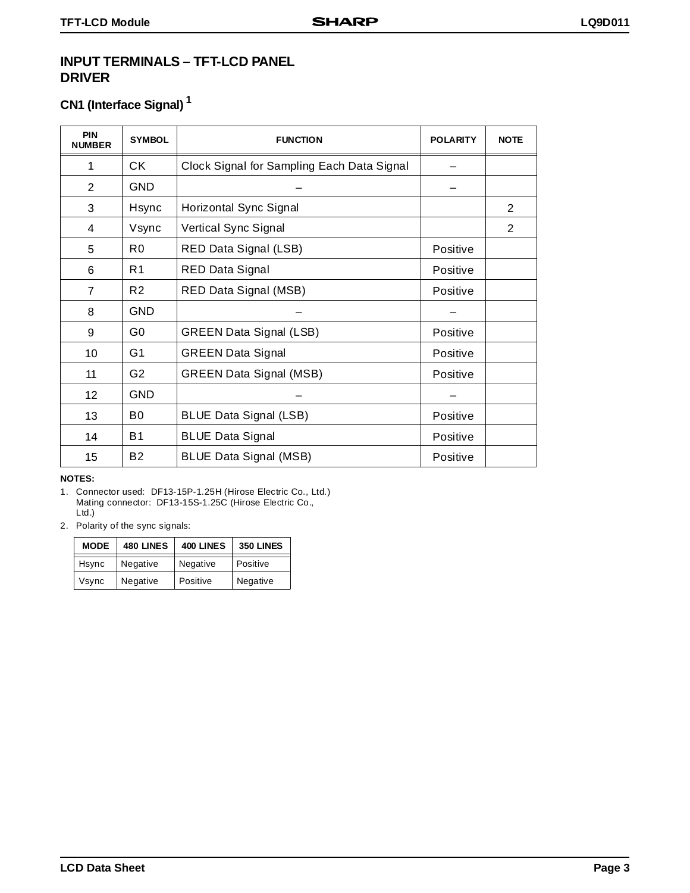# INPUT TERMINALS – TFT-LCD PANEL DRIVER

## CN1 (Interface Signal) [1]

| PIN NUMBER | SYMBOL | FUNCTION | POLARITY | NOTE |
|---|---|---|---|---|
| 1 | CK | Clock Signal for Sampling Each Data Signal | – | |
| 2 | GND | – | – | |
| 3 | Hsync | Horizontal Sync Signal | | 2 |
| 4 | Vsync | Vertical Sync Signal | | 2 |
| 5 | R0 | RED Data Signal (LSB) | Positive | |
| 6 | R1 | RED Data Signal | Positive | |
| 7 | R2 | RED Data Signal (MSB) | Positive | |
| 8 | GND | – | – | |
| 9 | G0 | GREEN Data Signal (LSB) | Positive | |
| 10 | G1 | GREEN Data Signal | Positive | |
| 11 | G2 | GREEN Data Signal (MSB) | Positive | |
| 12 | GND | – | – | |
| 13 | B0 | BLUE Data Signal (LSB) | Positive | |
| 14 | B1 | BLUE Data Signal | Positive | |
| 15 | B2 | BLUE Data Signal (MSB) | Positive | |

**NOTES:**

1. Connector used: DF13-15P-1.25H (Hirose Electric Co., Ltd.)
   Mating connector: DF13-15S-1.25C (Hirose Electric Co., Ltd.)
2. Polarity of the sync signals:

| MODE | 480 LINES | 400 LINES | 350 LINES |
|---|---|---|---|
| Hsync | Negative | Negative | Positive |
| Vsync | Negative | Positive | Negative |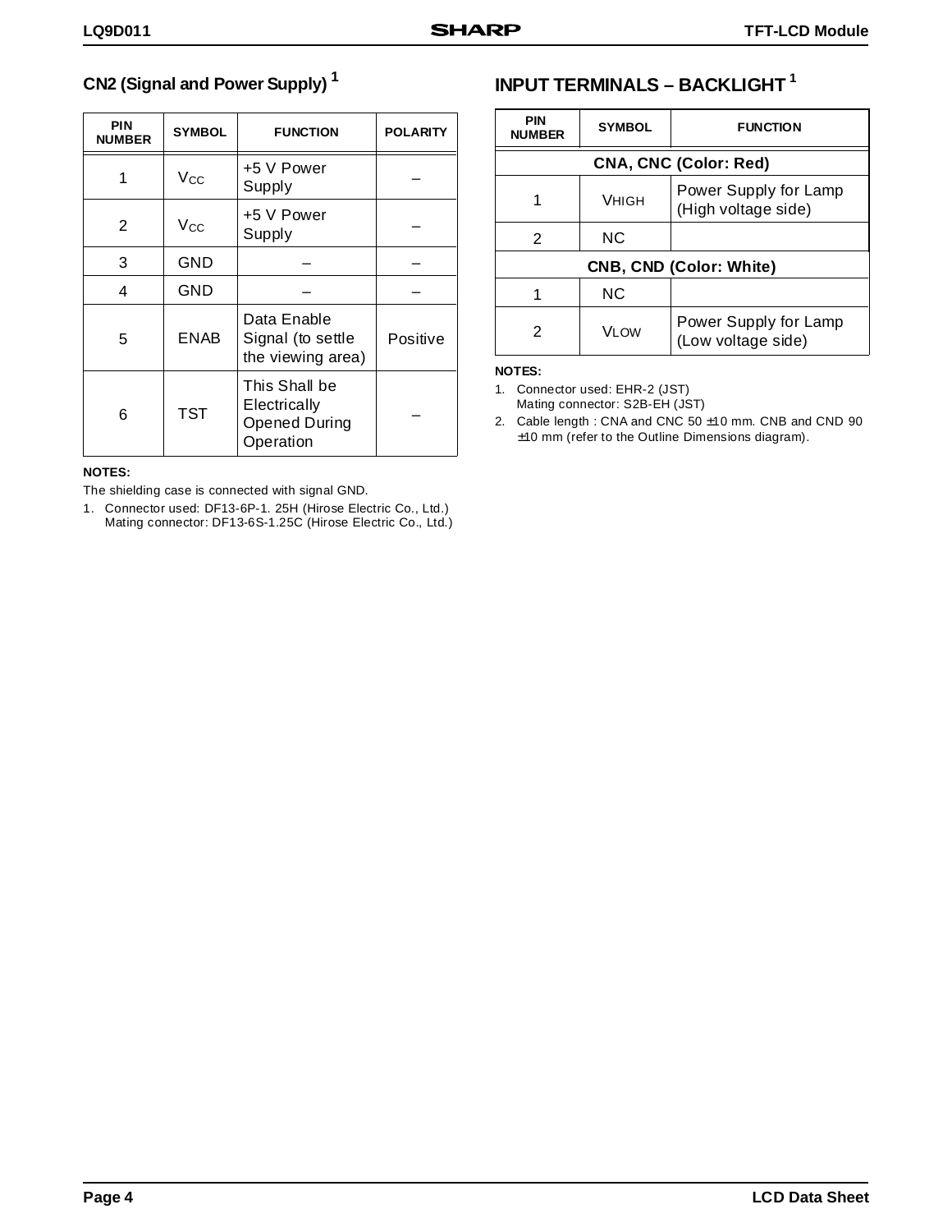## CN2 (Signal and Power Supply) [1]

| PIN NUMBER | SYMBOL | FUNCTION | POLARITY |
|---|---|---|---|
| 1 | $V_{CC}$ | +5 V Power Supply | – |
| 2 | $V_{CC}$ | +5 V Power Supply | – |
| 3 | GND | – | – |
| 4 | GND | – | – |
| 5 | ENAB | Data Enable Signal (to settle the viewing area) | Positive |
| 6 | TST | This Shall be Electrically Opened During Operation | – |

**NOTES:**

The shielding case is connected with signal GND.

1. Connector used: DF13-6P-1. 25H (Hirose Electric Co., Ltd.)
   Mating connector: DF13-6S-1.25C (Hirose Electric Co., Ltd.)

## INPUT TERMINALS – BACKLIGHT [1]

| PIN NUMBER | SYMBOL | FUNCTION |
|---|---|---|
| **CNA, CNC (Color: Red)** | | |
| 1 | $V_{HIGH}$ | Power Supply for Lamp (High voltage side) |
| 2 | NC | |
| **CNB, CND (Color: White)** | | |
| 1 | NC | |
| 2 | $V_{LOW}$ | Power Supply for Lamp (Low voltage side) |

**NOTES:**

1. Connector used: EHR-2 (JST)
   Mating connector: S2B-EH (JST)
2. Cable length : CNA and CNC 50 ±10 mm. CNB and CND 90 ±10 mm (refer to the Outline Dimensions diagram).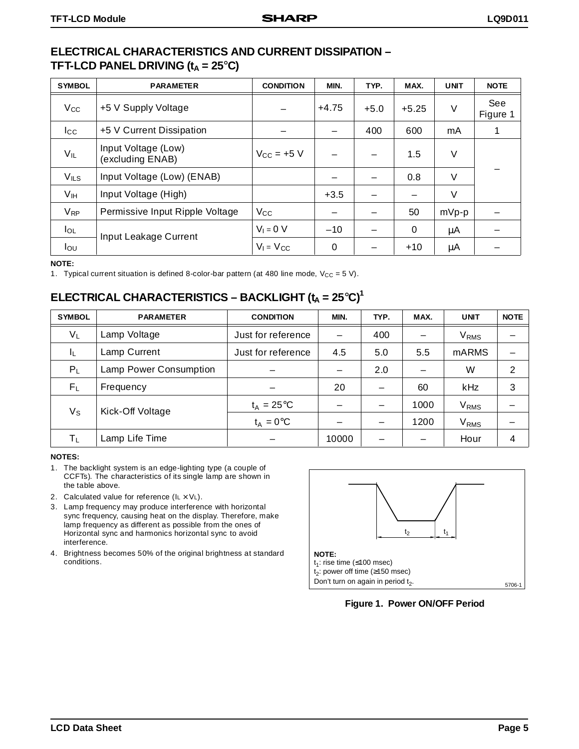## ELECTRICAL CHARACTERISTICS AND CURRENT DISSIPATION – TFT-LCD PANEL DRIVING ($t_A$ = 25°C)

| SYMBOL | PARAMETER | CONDITION | MIN. | TYP. | MAX. | UNIT | NOTE |
|---|---|---|---|---|---|---|---|
| $V_{CC}$ | +5 V Supply Voltage | – | +4.75 | +5.0 | +5.25 | V | See Figure 1 |
| $I_{CC}$ | +5 V Current Dissipation | – | – | 400 | 600 | mA | 1 |
| $V_{IL}$ | Input Voltage (Low) (excluding ENAB) | $V_{CC}$ = +5 V | – | – | 1.5 | V | – |
| $V_{ILS}$ | Input Voltage (Low) (ENAB) | | – | – | 0.8 | V | |
| $V_{IH}$ | Input Voltage (High) | | +3.5 | – | – | V | |
| $V_{RP}$ | Permissive Input Ripple Voltage | $V_{CC}$ | – | – | 50 | mVp-p | – |
| $I_{OL}$ | Input Leakage Current | $V_I$ = 0 V | –10 | – | 0 | μA | – |
| $I_{OU}$ | | $V_I$ = $V_{CC}$ | 0 | – | +10 | μA | – |

**NOTE:**

1. Typical current situation is defined 8-color-bar pattern (at 480 line mode, $V_{CC}$ = 5 V).

## ELECTRICAL CHARACTERISTICS – BACKLIGHT ($t_A$ = 25°C)[1]

| SYMBOL | PARAMETER | CONDITION | MIN. | TYP. | MAX. | UNIT | NOTE |
|---|---|---|---|---|---|---|---|
| $V_L$ | Lamp Voltage | Just for reference | – | 400 | – | $V_{RMS}$ | – |
| $I_L$ | Lamp Current | Just for reference | 4.5 | 5.0 | 5.5 | mARMS | – |
| $P_L$ | Lamp Power Consumption | – | – | 2.0 | – | W | 2 |
| $F_L$ | Frequency | – | 20 | – | 60 | kHz | 3 |
| $V_S$ | Kick-Off Voltage | $t_A$ = 25°C | – | – | 1000 | $V_{RMS}$ | – |
| | | $t_A$ = 0°C | – | – | 1200 | $V_{RMS}$ | – |
| $T_L$ | Lamp Life Time | – | 10000 | – | – | Hour | 4 |

**NOTES:**

1. The backlight system is an edge-lighting type (a couple of CCFTs). The characteristics of its single lamp are shown in the table above.
2. Calculated value for reference ($I_L \times V_L$).
3. Lamp frequency may produce interference with horizontal sync frequency, causing heat on the display. Therefore, make lamp frequency as different as possible from the ones of Horizontal sync and harmonics horizontal sync to avoid interference.
4. Brightness becomes 50% of the original brightness at standard conditions.

$t_2$ $t_1$

**NOTE:**
$t_1$: rise time (≤100 msec)
$t_2$: power off time (≥150 msec)
Don't turn on again in period $t_2$.

5706-1

**Figure 1. Power ON/OFF Period**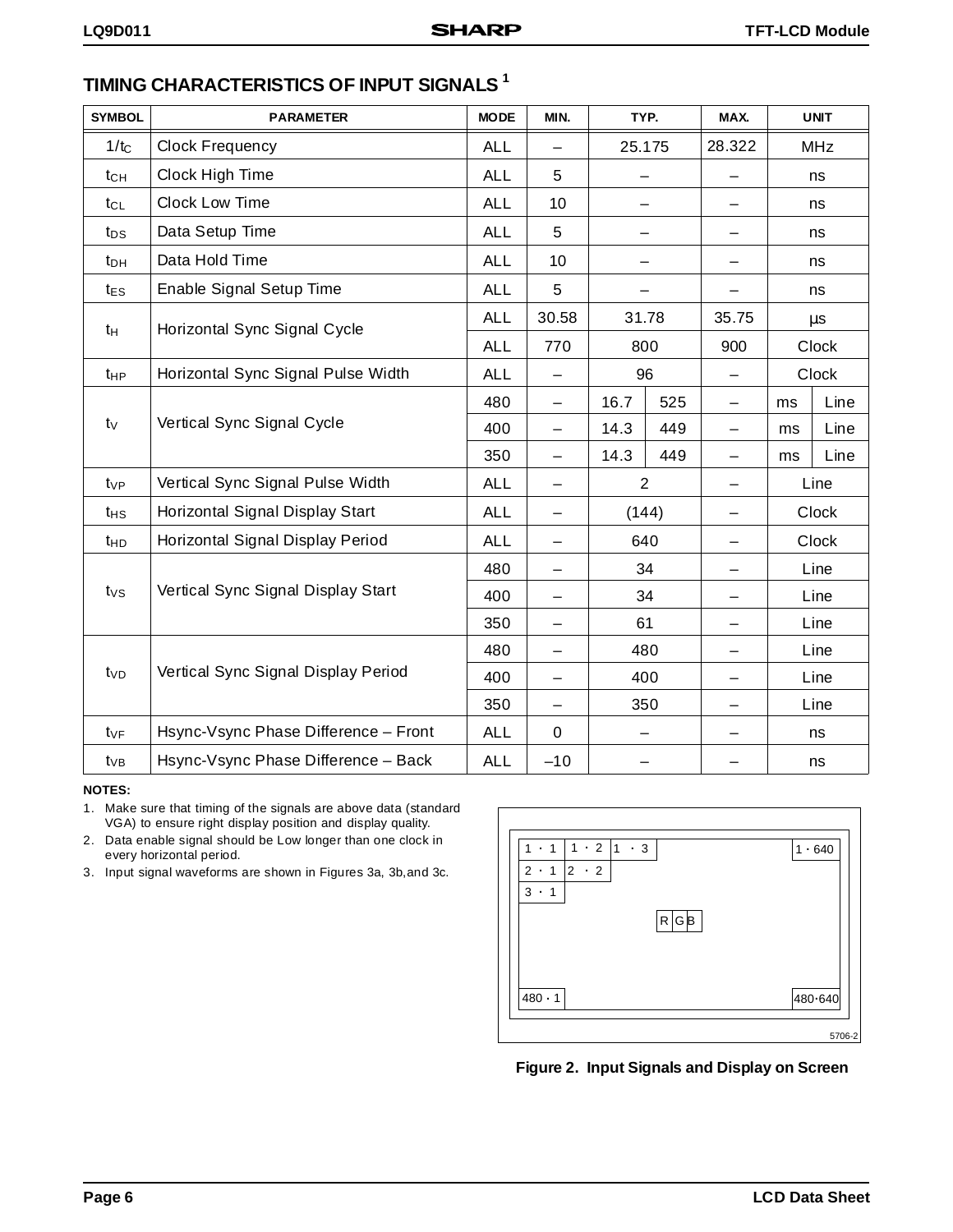## TIMING CHARACTERISTICS OF INPUT SIGNALS [1]

| SYMBOL | PARAMETER | MODE | MIN. | TYP. | | MAX. | UNIT | |
|---|---|---|---|---|---|---|---|---|
| $1/t_C$ | Clock Frequency | ALL | – | 25.175 | | 28.322 | MHz | |
| $t_{CH}$ | Clock High Time | ALL | 5 | – | | – | ns | |
| $t_{CL}$ | Clock Low Time | ALL | 10 | – | | – | ns | |
| $t_{DS}$ | Data Setup Time | ALL | 5 | – | | – | ns | |
| $t_{DH}$ | Data Hold Time | ALL | 10 | – | | – | ns | |
| $t_{ES}$ | Enable Signal Setup Time | ALL | 5 | – | | – | ns | |
| $t_H$ | Horizontal Sync Signal Cycle | ALL | 30.58 | 31.78 | | 35.75 | µs | |
| | | ALL | 770 | 800 | | 900 | Clock | |
| $t_{HP}$ | Horizontal Sync Signal Pulse Width | ALL | – | 96 | | – | Clock | |
| $t_V$ | Vertical Sync Signal Cycle | 480 | – | 16.7 | 525 | – | ms | Line |
| | | 400 | – | 14.3 | 449 | – | ms | Line |
| | | 350 | – | 14.3 | 449 | – | ms | Line |
| $t_{VP}$ | Vertical Sync Signal Pulse Width | ALL | – | 2 | | – | Line | |
| $t_{HS}$ | Horizontal Signal Display Start | ALL | – | (144) | | – | Clock | |
| $t_{HD}$ | Horizontal Signal Display Period | ALL | – | 640 | | – | Clock | |
| $t_{VS}$ | Vertical Sync Signal Display Start | 480 | – | 34 | | – | Line | |
| | | 400 | – | 34 | | – | Line | |
| | | 350 | – | 61 | | – | Line | |
| $t_{VD}$ | Vertical Sync Signal Display Period | 480 | – | 480 | | – | Line | |
| | | 400 | – | 400 | | – | Line | |
| | | 350 | – | 350 | | – | Line | |
| $t_{VF}$ | Hsync-Vsync Phase Difference – Front | ALL | 0 | – | | – | ns | |
| $t_{VB}$ | Hsync-Vsync Phase Difference – Back | ALL | –10 | – | | – | ns | |

**NOTES:**

1. Make sure that timing of the signals are above data (standard VGA) to ensure right display position and display quality.
2. Data enable signal should be Low longer than one clock in every horizontal period.
3. Input signal waveforms are shown in Figures 3a, 3b,and 3c.

| 1 · 1 | 1 · 2 | 1 · 3 | | 1 · 640 |
|---|---|---|---|---|
| 2 · 1 | 2 · 2 | | | |
| 3 · 1 | | | | |
| | | | R G B | |
| 480 · 1 | | | | 480·640 |

5706-2

**Figure 2. Input Signals and Display on Screen**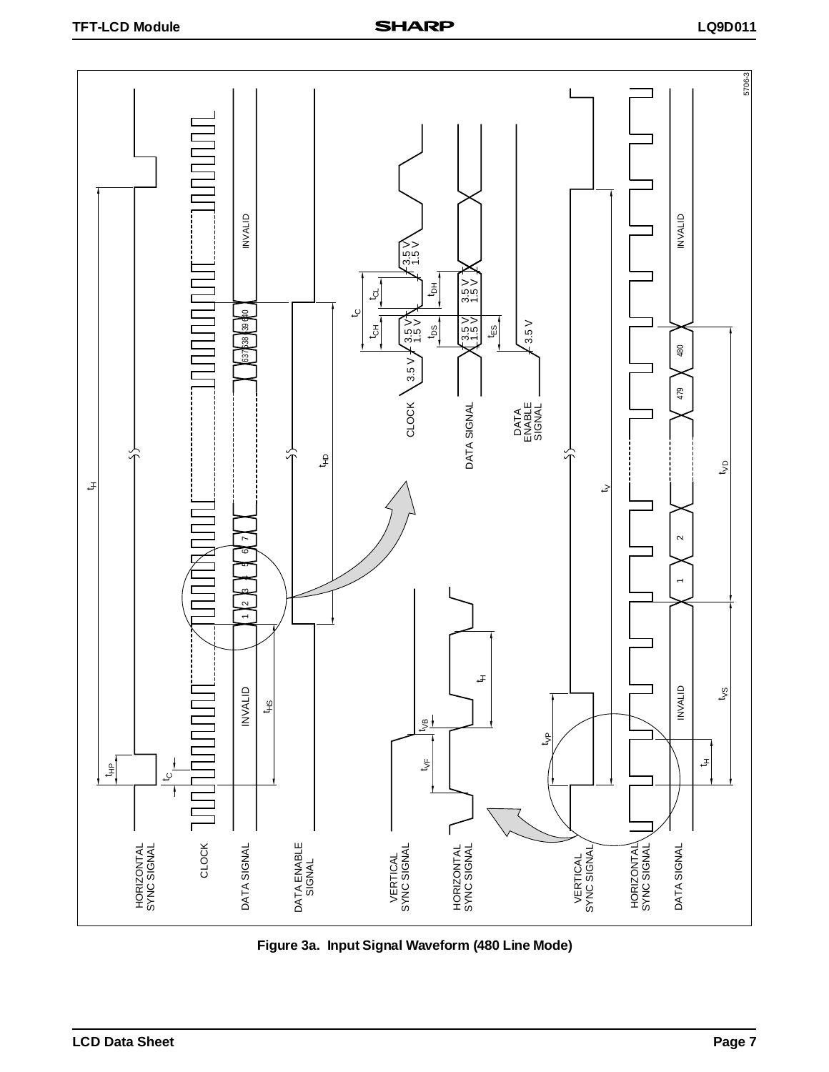Figure 3a. Input Signal Waveform (480 Line Mode)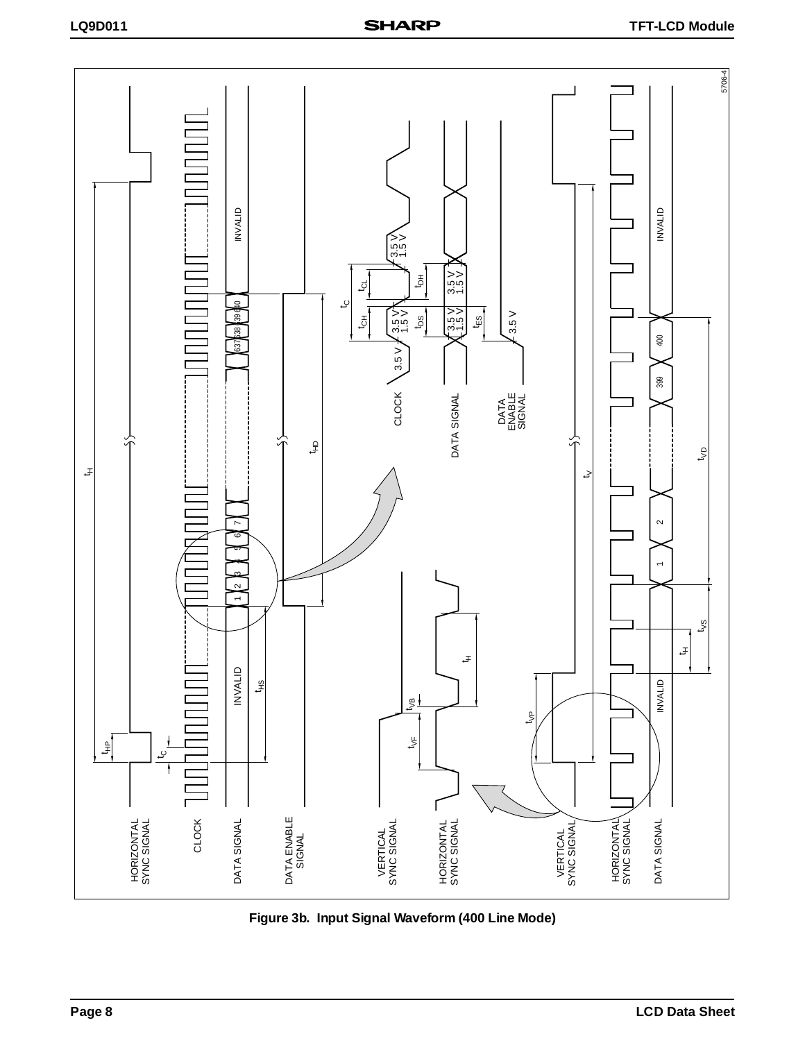HORIZONTAL SYNC SIGNAL

CLOCK

DATA SIGNAL

DATA ENABLE SIGNAL

VERTICAL SYNC SIGNAL

HORIZONTAL SYNC SIGNAL

VERTICAL SYNC SIGNAL

HORIZONTAL SYNC SIGNAL

DATA SIGNAL

$t_H$, $t_{HP}$, $t_C$, $t_{HS}$, $t_{HD}$, $t_{VB}$, $t_{VF}$, $t_{VP}$, $t_V$, $t_{VS}$, $t_{VD}$, $t_{CH}$, $t_{CL}$, $t_{DS}$, $t_{DH}$, $t_{ES}$

INVALID 1 2 3 4 5 6 7 637 638 639 640 INVALID

INVALID 1 2 399 400 INVALID

CLOCK 3.5 V 1.5 V

DATA SIGNAL 3.5 V 1.5 V

DATA ENABLE SIGNAL 3.5 V

5706-4

**Figure 3b. Input Signal Waveform (400 Line Mode)**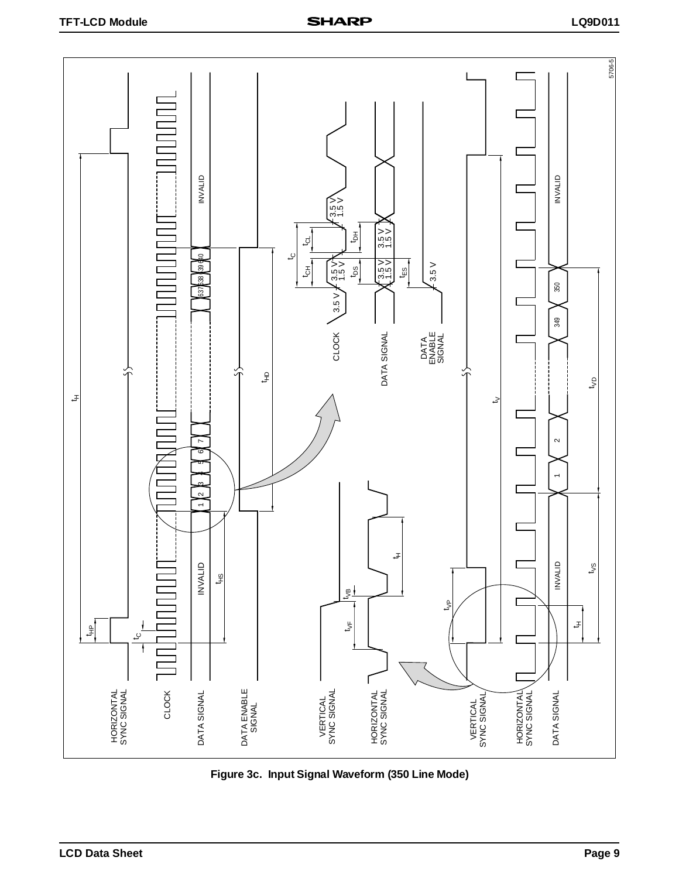Figure 3c. Input Signal Waveform (350 Line Mode)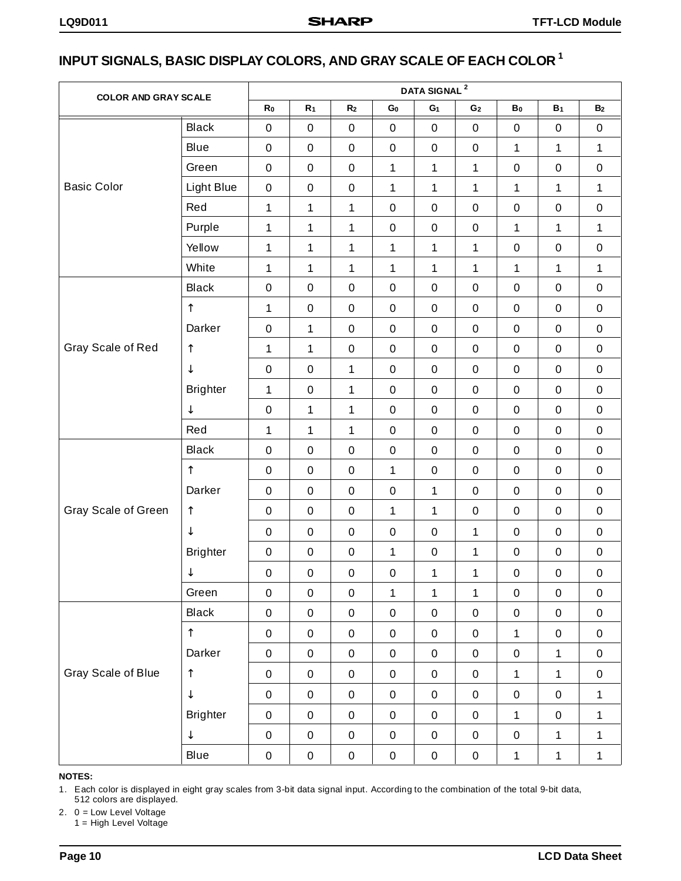## INPUT SIGNALS, BASIC DISPLAY COLORS, AND GRAY SCALE OF EACH COLOR [1]

| COLOR AND GRAY SCALE | | DATA SIGNAL [2] | | | | | | | | |
|---|---|---|---|---|---|---|---|---|---|---|
| | | $R_0$ | $R_1$ | $R_2$ | $G_0$ | $G_1$ | $G_2$ | $B_0$ | $B_1$ | $B_2$ |
| Basic Color | Black | 0 | 0 | 0 | 0 | 0 | 0 | 0 | 0 | 0 |
| | Blue | 0 | 0 | 0 | 0 | 0 | 0 | 1 | 1 | 1 |
| | Green | 0 | 0 | 0 | 1 | 1 | 1 | 0 | 0 | 0 |
| | Light Blue | 0 | 0 | 0 | 1 | 1 | 1 | 1 | 1 | 1 |
| | Red | 1 | 1 | 1 | 0 | 0 | 0 | 0 | 0 | 0 |
| | Purple | 1 | 1 | 1 | 0 | 0 | 0 | 1 | 1 | 1 |
| | Yellow | 1 | 1 | 1 | 1 | 1 | 1 | 0 | 0 | 0 |
| | White | 1 | 1 | 1 | 1 | 1 | 1 | 1 | 1 | 1 |
| Gray Scale of Red | Black | 0 | 0 | 0 | 0 | 0 | 0 | 0 | 0 | 0 |
| | ↑ | 1 | 0 | 0 | 0 | 0 | 0 | 0 | 0 | 0 |
| | Darker | 0 | 1 | 0 | 0 | 0 | 0 | 0 | 0 | 0 |
| | ↑ | 1 | 1 | 0 | 0 | 0 | 0 | 0 | 0 | 0 |
| | ↓ | 0 | 0 | 1 | 0 | 0 | 0 | 0 | 0 | 0 |
| | Brighter | 1 | 0 | 1 | 0 | 0 | 0 | 0 | 0 | 0 |
| | ↓ | 0 | 1 | 1 | 0 | 0 | 0 | 0 | 0 | 0 |
| | Red | 1 | 1 | 1 | 0 | 0 | 0 | 0 | 0 | 0 |
| Gray Scale of Green | Black | 0 | 0 | 0 | 0 | 0 | 0 | 0 | 0 | 0 |
| | ↑ | 0 | 0 | 0 | 1 | 0 | 0 | 0 | 0 | 0 |
| | Darker | 0 | 0 | 0 | 0 | 1 | 0 | 0 | 0 | 0 |
| | ↑ | 0 | 0 | 0 | 1 | 1 | 0 | 0 | 0 | 0 |
| | ↓ | 0 | 0 | 0 | 0 | 0 | 1 | 0 | 0 | 0 |
| | Brighter | 0 | 0 | 0 | 1 | 0 | 1 | 0 | 0 | 0 |
| | ↓ | 0 | 0 | 0 | 0 | 1 | 1 | 0 | 0 | 0 |
| | Green | 0 | 0 | 0 | 1 | 1 | 1 | 0 | 0 | 0 |
| Gray Scale of Blue | Black | 0 | 0 | 0 | 0 | 0 | 0 | 0 | 0 | 0 |
| | ↑ | 0 | 0 | 0 | 0 | 0 | 0 | 1 | 0 | 0 |
| | Darker | 0 | 0 | 0 | 0 | 0 | 0 | 0 | 1 | 0 |
| | ↑ | 0 | 0 | 0 | 0 | 0 | 0 | 1 | 1 | 0 |
| | ↓ | 0 | 0 | 0 | 0 | 0 | 0 | 0 | 0 | 1 |
| | Brighter | 0 | 0 | 0 | 0 | 0 | 0 | 1 | 0 | 1 |
| | ↓ | 0 | 0 | 0 | 0 | 0 | 0 | 0 | 1 | 1 |
| | Blue | 0 | 0 | 0 | 0 | 0 | 0 | 1 | 1 | 1 |

**NOTES:**

1. Each color is displayed in eight gray scales from 3-bit data signal input. According to the combination of the total 9-bit data, 512 colors are displayed.
2. 0 = Low Level Voltage
   1 = High Level Voltage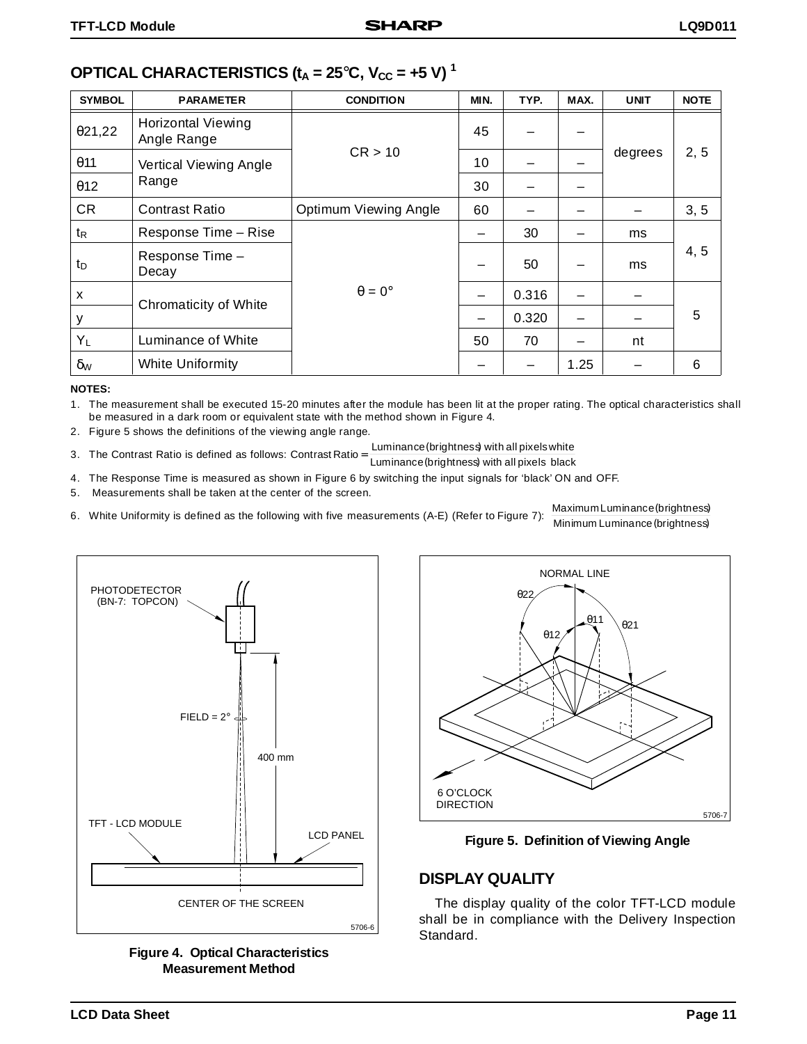## OPTICAL CHARACTERISTICS ($t_A$ = 25°C, $V_{CC}$ = +5 V) [1]

| SYMBOL | PARAMETER | CONDITION | MIN. | TYP. | MAX. | UNIT | NOTE |
|---|---|---|---|---|---|---|---|
| $\theta 21,22$ | Horizontal Viewing Angle Range | CR > 10 | 45 | – | – | degrees | 2, 5 |
| $\theta 11$ | Vertical Viewing Angle Range | | 10 | – | – | | |
| $\theta 12$ | | | 30 | – | – | | |
| CR | Contrast Ratio | Optimum Viewing Angle | 60 | – | – | – | 3, 5 |
| $t_R$ | Response Time – Rise | θ = 0° | – | 30 | – | ms | 4, 5 |
| $t_D$ | Response Time – Decay | | – | 50 | – | ms | |
| x | Chromaticity of White | | – | 0.316 | – | – | 5 |
| y | | | – | 0.320 | – | – | |
| $Y_L$ | Luminance of White | | 50 | 70 | – | nt | |
| $\delta_W$ | White Uniformity | | – | – | 1.25 | – | 6 |

**NOTES:**

1. The measurement shall be executed 15-20 minutes after the module has been lit at the proper rating. The optical characteristics shall be measured in a dark room or equivalent state with the method shown in Figure 4.
2. Figure 5 shows the definitions of the viewing angle range.
3. The Contrast Ratio is defined as follows: $\text{Contrast Ratio} = \frac{\text{Luminance (brightness) with all pixels white}}{\text{Luminance (brightness) with all pixels black}}$
4. The Response Time is measured as shown in Figure 6 by switching the input signals for 'black' ON and OFF.
5. Measurements shall be taken at the center of the screen.
6. White Uniformity is defined as the following with five measurements (A-E) (Refer to Figure 7): $\frac{\text{Maximum Luminance (brightness)}}{\text{Minimum Luminance (brightness)}}$

PHOTODETECTOR (BN-7: TOPCON)

FIELD = 2°

400 mm

TFT - LCD MODULE

LCD PANEL

CENTER OF THE SCREEN

5706-6

**Figure 4. Optical Characteristics Measurement Method**

NORMAL LINE

θ22 θ11 θ21 θ12

6 O'CLOCK DIRECTION

5706-7

**Figure 5. Definition of Viewing Angle**

## DISPLAY QUALITY

The display quality of the color TFT-LCD module shall be in compliance with the Delivery Inspection Standard.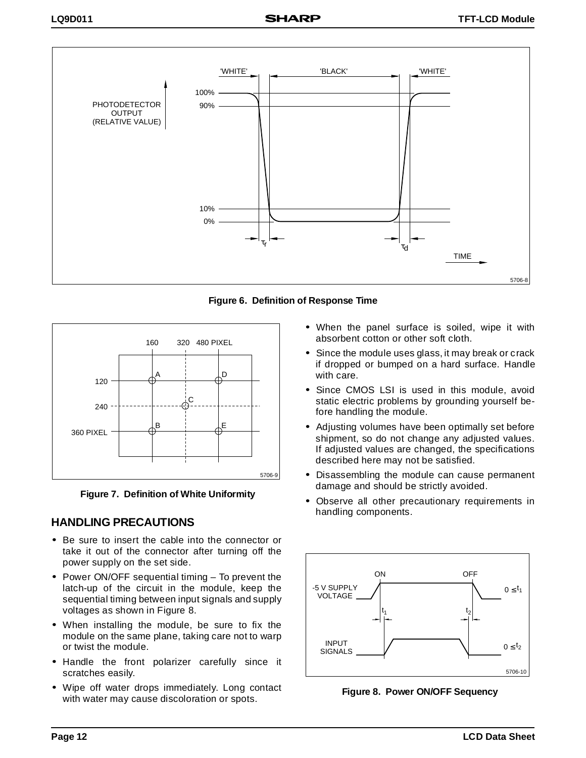Figure 6. Definition of Response Time

Figure 7. Definition of White Uniformity

## HANDLING PRECAUTIONS

- Be sure to insert the cable into the connector or take it out of the connector after turning off the power supply on the set side.
- Power ON/OFF sequential timing – To prevent the latch-up of the circuit in the module, keep the sequential timing between input signals and supply voltages as shown in Figure 8.
- When installing the module, be sure to fix the module on the same plane, taking care not to warp or twist the module.
- Handle the front polarizer carefully since it scratches easily.
- Wipe off water drops immediately. Long contact with water may cause discoloration or spots.
- When the panel surface is soiled, wipe it with absorbent cotton or other soft cloth.
- Since the module uses glass, it may break or crack if dropped or bumped on a hard surface. Handle with care.
- Since CMOS LSI is used in this module, avoid static electric problems by grounding yourself before handling the module.
- Adjusting volumes have been optimally set before shipment, so do not change any adjusted values. If adjusted values are changed, the specifications described here may not be satisfied.
- Disassembling the module can cause permanent damage and should be strictly avoided.
- Observe all other precautionary requirements in handling components.

Figure 8. Power ON/OFF Sequency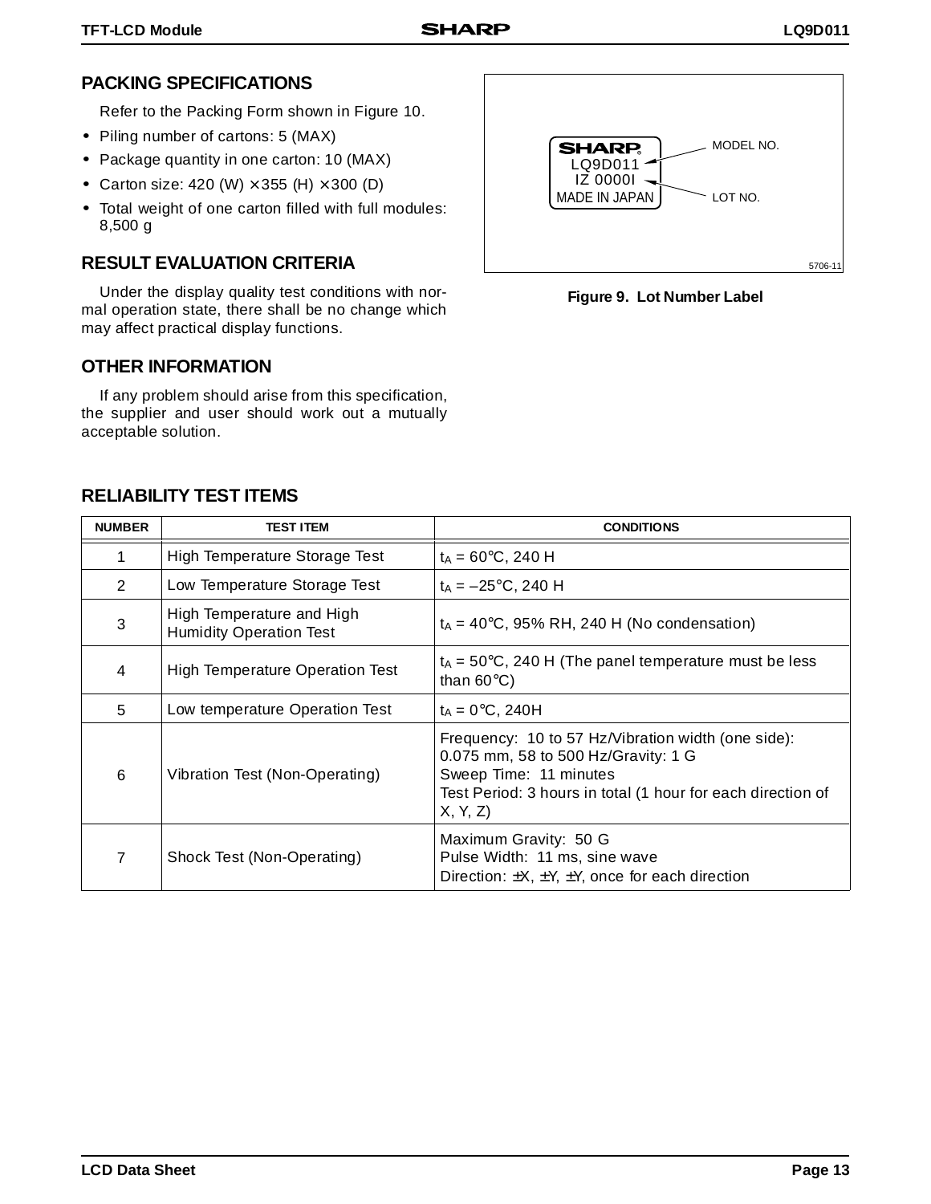## PACKING SPECIFICATIONS

Refer to the Packing Form shown in Figure 10.

- Piling number of cartons: 5 (MAX)
- Package quantity in one carton: 10 (MAX)
- Carton size: 420 (W) × 355 (H) × 300 (D)
- Total weight of one carton filled with full modules: 8,500 g

SHARP
LQ9D011
IZ 0000I
MADE IN JAPAN

MODEL NO.
LOT NO.

5706-11

**Figure 9. Lot Number Label**

## RESULT EVALUATION CRITERIA

Under the display quality test conditions with normal operation state, there shall be no change which may affect practical display functions.

## OTHER INFORMATION

If any problem should arise from this specification, the supplier and user should work out a mutually acceptable solution.

## RELIABILITY TEST ITEMS

| NUMBER | TEST ITEM | CONDITIONS |
|---|---|---|
| 1 | High Temperature Storage Test | $t_A$ = 60°C, 240 H |
| 2 | Low Temperature Storage Test | $t_A$ = –25°C, 240 H |
| 3 | High Temperature and High Humidity Operation Test | $t_A$ = 40°C, 95% RH, 240 H (No condensation) |
| 4 | High Temperature Operation Test | $t_A$ = 50°C, 240 H (The panel temperature must be less than 60°C) |
| 5 | Low temperature Operation Test | $t_A$ = 0°C, 240H |
| 6 | Vibration Test (Non-Operating) | Frequency: 10 to 57 Hz/Vibration width (one side): 0.075 mm, 58 to 500 Hz/Gravity: 1 G<br>Sweep Time: 11 minutes<br>Test Period: 3 hours in total (1 hour for each direction of X, Y, Z) |
| 7 | Shock Test (Non-Operating) | Maximum Gravity: 50 G<br>Pulse Width: 11 ms, sine wave<br>Direction: ±X, ±Y, ±Y, once for each direction |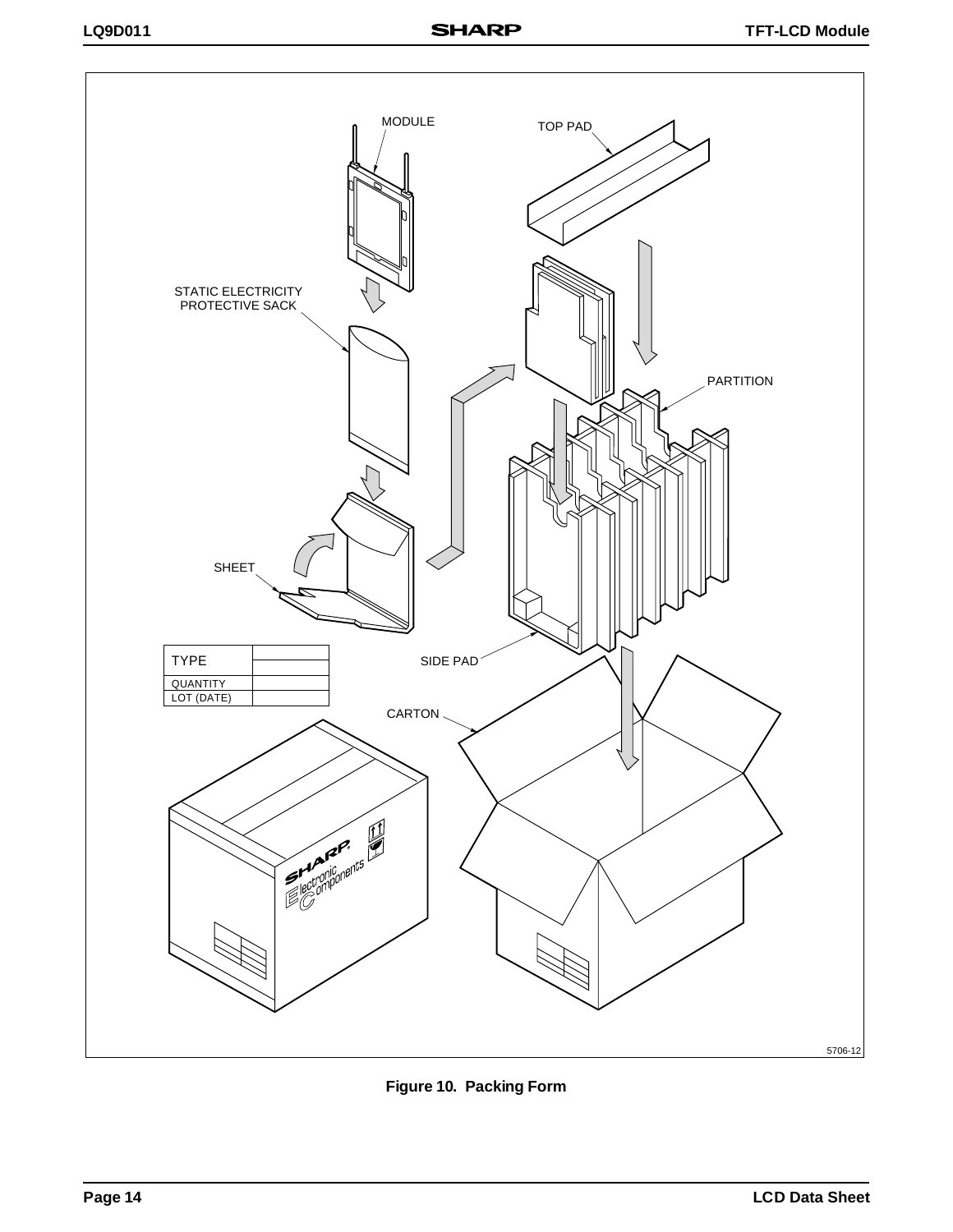MODULE

TOP PAD

STATIC ELECTRICITY PROTECTIVE SACK

PARTITION

SHEET

SIDE PAD

| TYPE | |
|---|---|
| QUANTITY | |
| LOT (DATE) | |

CARTON

5706-12

**Figure 10. Packing Form**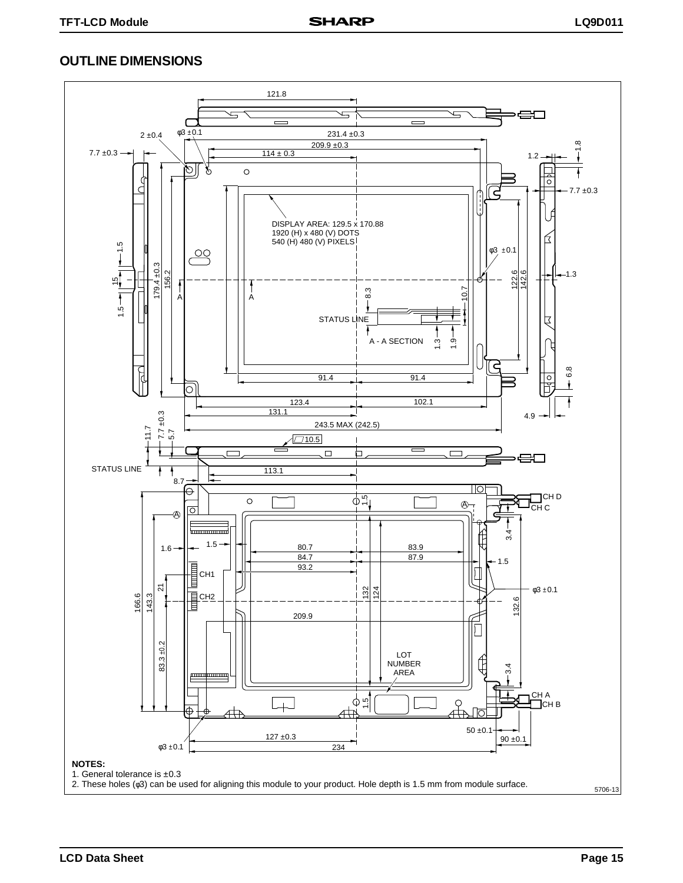## OUTLINE DIMENSIONS

121.8
2 ±0.4
φ3 ±0.1
231.4 ±0.3
209.9 ±0.3
114 ± 0.3
7.7 ±0.3
1.2
1.8
7.7 ±0.3
DISPLAY AREA: 129.5 x 170.88
1920 (H) x 480 (V) DOTS
540 (H) 480 (V) PIXELS
φ3 ±0.1
1.5
15
1.5
179.4 ±0.3
156.2
A
A
8.3
10.7
122.6
142.6
1.3
STATUS LINE
A - A SECTION
1.3
1.9
6.8
91.4
91.4
123.4
102.1
131.1
4.9
243.5 MAX (242.5)
11.7
7.7 ±0.3
5.7
10.5
STATUS LINE
113.1
8.7
1.5
CH D
CH C
3.4
1.6
1.5
80.7
83.9
84.7
87.9
1.5
93.2
CH1
21
132
124
φ3 ±0.1
166.6
143.3
CH2
132.6
209.9
83.3 ±0.2
LOT NUMBER AREA
3.4
1.5
CH A
CH B
50 ±0.1
127 ±0.3
90 ±0.1
φ3 ±0.1
234

**NOTES:**

1. General tolerance is ±0.3
2. These holes (φ3) can be used for aligning this module to your product. Hole depth is 1.5 mm from module surface.

5706-13